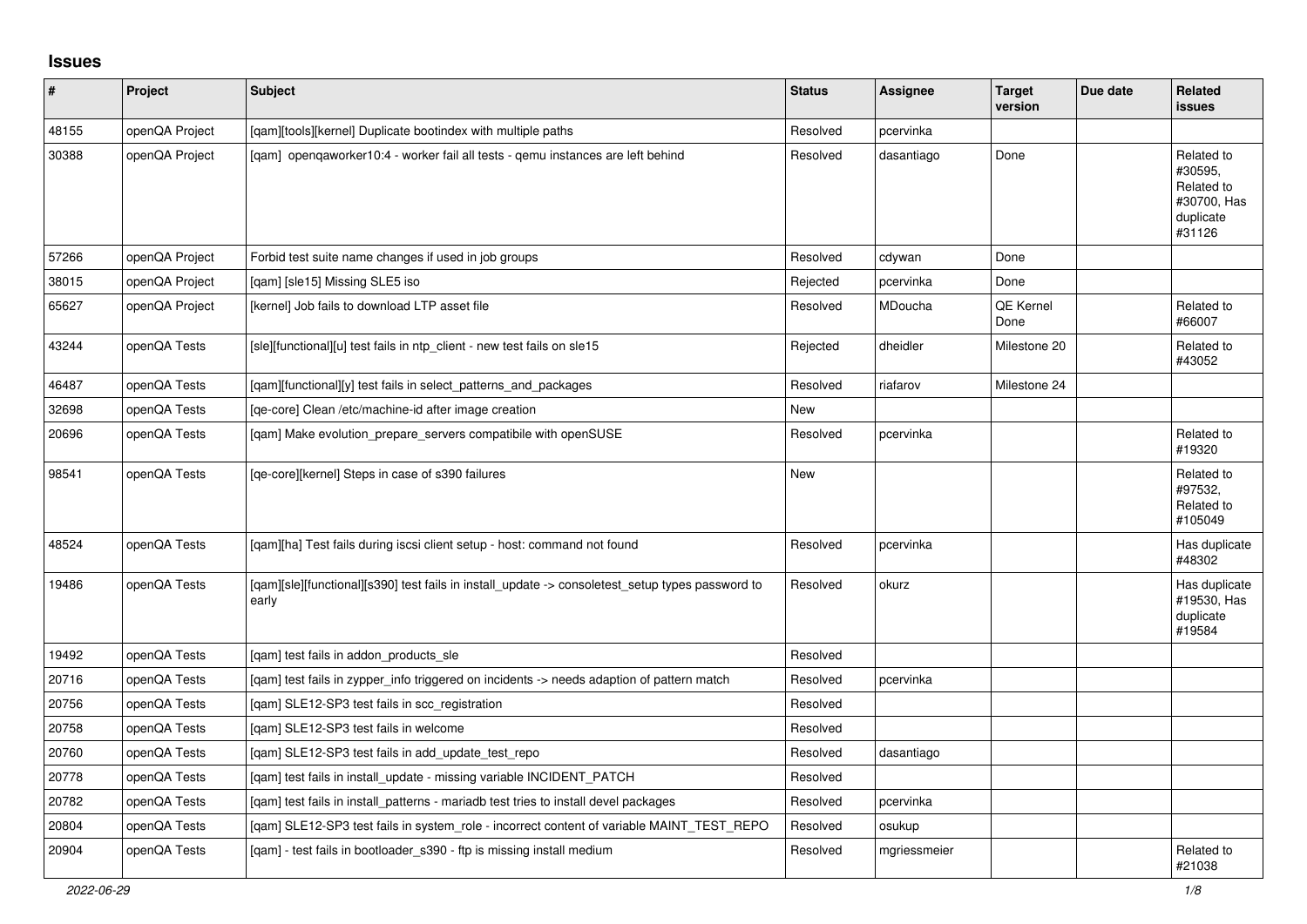## Issues

| # | Project | Subject | Status | Assignee | Target version | Due date | Related issues |
|---|---|---|---|---|---|---|---|
| 48155 | openQA Project | [qam][tools][kernel] Duplicate bootindex with multiple paths | Resolved | pcervinka | | | |
| 30388 | openQA Project | [qam] openqaworker10:4 - worker fail all tests - qemu instances are left behind | Resolved | dasantiago | Done | | Related to #30595, Related to #30700, Has duplicate #31126 |
| 57266 | openQA Project | Forbid test suite name changes if used in job groups | Resolved | cdywan | Done | | |
| 38015 | openQA Project | [qam] [sle15] Missing SLE5 iso | Rejected | pcervinka | Done | | |
| 65627 | openQA Project | [kernel] Job fails to download LTP asset file | Resolved | MDoucha | QE Kernel Done | | Related to #66007 |
| 43244 | openQA Tests | [sle][functional][u] test fails in ntp_client - new test fails on sle15 | Rejected | dheidler | Milestone 20 | | Related to #43052 |
| 46487 | openQA Tests | [qam][functional][y] test fails in select_patterns_and_packages | Resolved | riafarov | Milestone 24 | | |
| 32698 | openQA Tests | [qe-core] Clean /etc/machine-id after image creation | New | | | | |
| 20696 | openQA Tests | [qam] Make evolution_prepare_servers compatibile with openSUSE | Resolved | pcervinka | | | Related to #19320 |
| 98541 | openQA Tests | [qe-core][kernel] Steps in case of s390 failures | New | | | | Related to #97532, Related to #105049 |
| 48524 | openQA Tests | [qam][ha] Test fails during iscsi client setup - host: command not found | Resolved | pcervinka | | | Has duplicate #48302 |
| 19486 | openQA Tests | [qam][sle][functional][s390] test fails in install_update -> consoletest_setup types password to early | Resolved | okurz | | | Has duplicate #19530, Has duplicate #19584 |
| 19492 | openQA Tests | [qam] test fails in addon_products_sle | Resolved | | | | |
| 20716 | openQA Tests | [qam] test fails in zypper_info triggered on incidents -> needs adaption of pattern match | Resolved | pcervinka | | | |
| 20756 | openQA Tests | [qam] SLE12-SP3 test fails in scc_registration | Resolved | | | | |
| 20758 | openQA Tests | [qam] SLE12-SP3 test fails in welcome | Resolved | | | | |
| 20760 | openQA Tests | [qam] SLE12-SP3 test fails in add_update_test_repo | Resolved | dasantiago | | | |
| 20778 | openQA Tests | [qam] test fails in install_update - missing variable INCIDENT_PATCH | Resolved | | | | |
| 20782 | openQA Tests | [qam] test fails in install_patterns - mariadb test tries to install devel packages | Resolved | pcervinka | | | |
| 20804 | openQA Tests | [qam] SLE12-SP3 test fails in system_role - incorrect content of variable MAINT_TEST_REPO | Resolved | osukup | | | |
| 20904 | openQA Tests | [qam] - test fails in bootloader_s390 - ftp is missing install medium | Resolved | mgriessmeier | | | Related to #21038 |

2022-06-29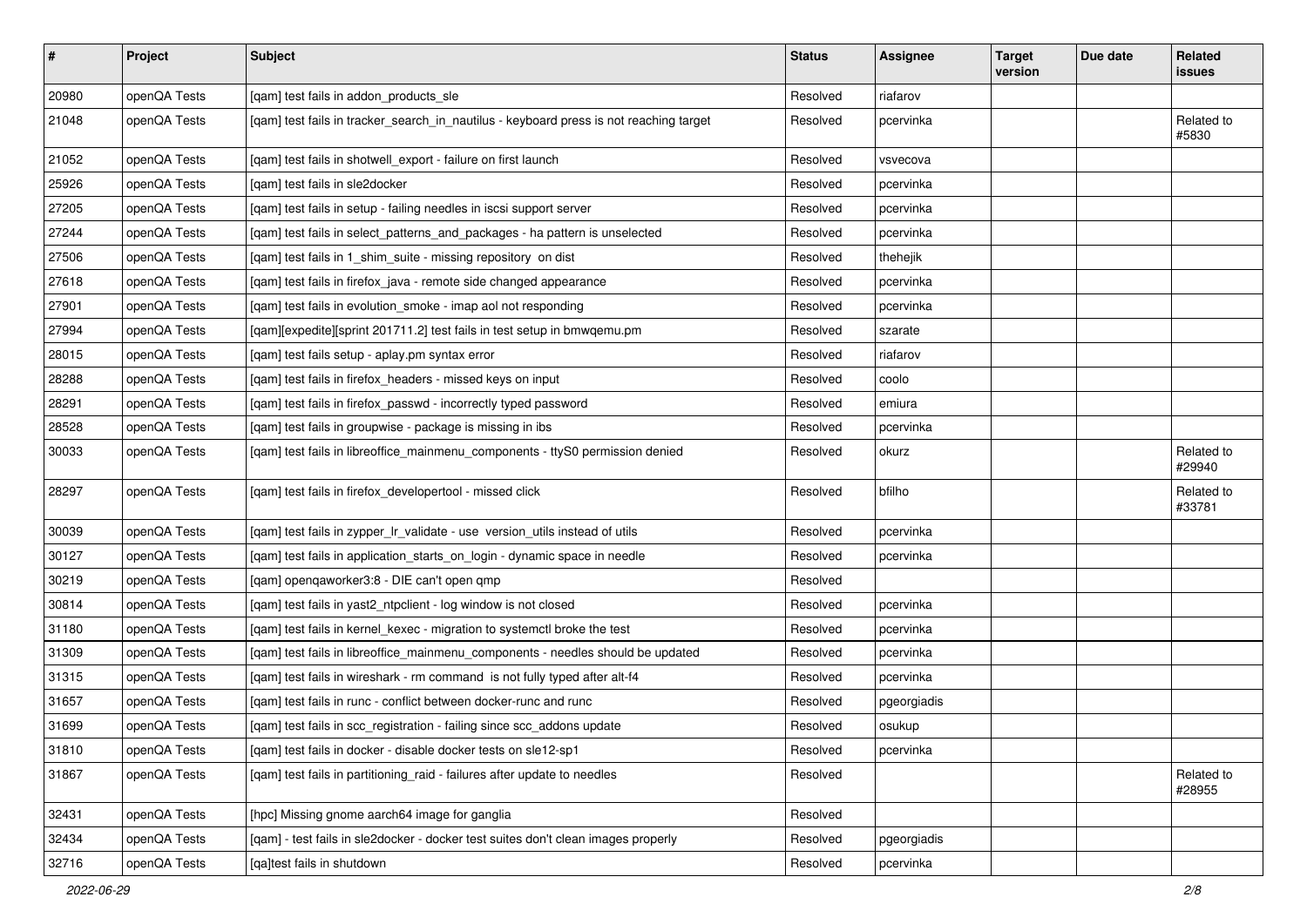| # | Project | Subject | Status | Assignee | Target version | Due date | Related issues |
|---|---|---|---|---|---|---|---|
| 20980 | openQA Tests | [qam] test fails in addon_products_sle | Resolved | riafarov | | | |
| 21048 | openQA Tests | [qam] test fails in tracker_search_in_nautilus - keyboard press is not reaching target | Resolved | pcervinka | | | Related to #5830 |
| 21052 | openQA Tests | [qam] test fails in shotwell_export - failure on first launch | Resolved | vsvecova | | | |
| 25926 | openQA Tests | [qam] test fails in sle2docker | Resolved | pcervinka | | | |
| 27205 | openQA Tests | [qam] test fails in setup - failing needles in iscsi support server | Resolved | pcervinka | | | |
| 27244 | openQA Tests | [qam] test fails in select_patterns_and_packages - ha pattern is unselected | Resolved | pcervinka | | | |
| 27506 | openQA Tests | [qam] test fails in 1_shim_suite - missing repository  on dist | Resolved | thehejik | | | |
| 27618 | openQA Tests | [qam] test fails in firefox_java - remote side changed appearance | Resolved | pcervinka | | | |
| 27901 | openQA Tests | [qam] test fails in evolution_smoke - imap aol not responding | Resolved | pcervinka | | | |
| 27994 | openQA Tests | [qam][expedite][sprint 201711.2] test fails in test setup in bmwqemu.pm | Resolved | szarate | | | |
| 28015 | openQA Tests | [qam] test fails setup - aplay.pm syntax error | Resolved | riafarov | | | |
| 28288 | openQA Tests | [qam] test fails in firefox_headers - missed keys on input | Resolved | coolo | | | |
| 28291 | openQA Tests | [qam] test fails in firefox_passwd - incorrectly typed password | Resolved | emiura | | | |
| 28528 | openQA Tests | [qam] test fails in groupwise - package is missing in ibs | Resolved | pcervinka | | | |
| 30033 | openQA Tests | [qam] test fails in libreoffice_mainmenu_components - ttyS0 permission denied | Resolved | okurz | | | Related to #29940 |
| 28297 | openQA Tests | [qam] test fails in firefox_developertool - missed click | Resolved | bfilho | | | Related to #33781 |
| 30039 | openQA Tests | [qam] test fails in zypper_lr_validate - use  version_utils instead of utils | Resolved | pcervinka | | | |
| 30127 | openQA Tests | [qam] test fails in application_starts_on_login - dynamic space in needle | Resolved | pcervinka | | | |
| 30219 | openQA Tests | [qam] openqaworker3:8 - DIE can't open qmp | Resolved | | | | |
| 30814 | openQA Tests | [qam] test fails in yast2_ntpclient - log window is not closed | Resolved | pcervinka | | | |
| 31180 | openQA Tests | [qam] test fails in kernel_kexec - migration to systemctl broke the test | Resolved | pcervinka | | | |
| 31309 | openQA Tests | [qam] test fails in libreoffice_mainmenu_components - needles should be updated | Resolved | pcervinka | | | |
| 31315 | openQA Tests | [qam] test fails in wireshark - rm command  is not fully typed after alt-f4 | Resolved | pcervinka | | | |
| 31657 | openQA Tests | [qam] test fails in runc - conflict between docker-runc and runc | Resolved | pgeorgiadis | | | |
| 31699 | openQA Tests | [qam] test fails in scc_registration - failing since scc_addons update | Resolved | osukup | | | |
| 31810 | openQA Tests | [qam] test fails in docker - disable docker tests on sle12-sp1 | Resolved | pcervinka | | | |
| 31867 | openQA Tests | [qam] test fails in partitioning_raid - failures after update to needles | Resolved | | | | Related to #28955 |
| 32431 | openQA Tests | [hpc] Missing gnome aarch64 image for ganglia | Resolved | | | | |
| 32434 | openQA Tests | [qam] - test fails in sle2docker - docker test suites don't clean images properly | Resolved | pgeorgiadis | | | |
| 32716 | openQA Tests | [qa]test fails in shutdown | Resolved | pcervinka | | | |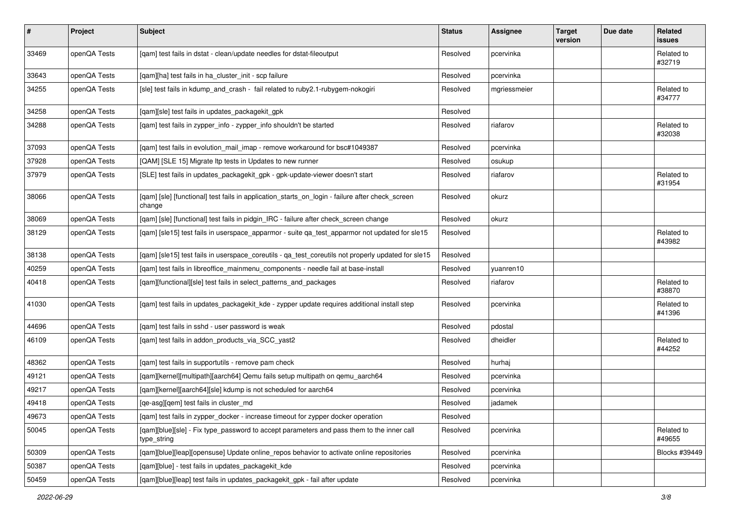| # | Project | Subject | Status | Assignee | Target version | Due date | Related issues |
|---|---|---|---|---|---|---|---|
| 33469 | openQA Tests | [qam] test fails in dstat - clean/update needles for dstat-fileoutput | Resolved | pcervinka | | | Related to #32719 |
| 33643 | openQA Tests | [qam][ha] test fails in ha_cluster_init - scp failure | Resolved | pcervinka | | | |
| 34255 | openQA Tests | [sle] test fails in kdump_and_crash - fail related to ruby2.1-rubygem-nokogiri | Resolved | mgriessmeier | | | Related to #34777 |
| 34258 | openQA Tests | [qam][sle] test fails in updates_packagekit_gpk | Resolved | | | | |
| 34288 | openQA Tests | [qam] test fails in zypper_info - zypper_info shouldn't be started | Resolved | riafarov | | | Related to #32038 |
| 37093 | openQA Tests | [qam] test fails in evolution_mail_imap - remove workaround for bsc#1049387 | Resolved | pcervinka | | | |
| 37928 | openQA Tests | [QAM] [SLE 15] Migrate ltp tests in Updates to new runner | Resolved | osukup | | | |
| 37979 | openQA Tests | [SLE] test fails in updates_packagekit_gpk - gpk-update-viewer doesn't start | Resolved | riafarov | | | Related to #31954 |
| 38066 | openQA Tests | [qam] [sle] [functional] test fails in application_starts_on_login - failure after check_screen change | Resolved | okurz | | | |
| 38069 | openQA Tests | [qam] [sle] [functional] test fails in pidgin_IRC - failure after check_screen change | Resolved | okurz | | | |
| 38129 | openQA Tests | [qam] [sle15] test fails in userspace_apparmor - suite qa_test_apparmor not updated for sle15 | Resolved | | | | Related to #43982 |
| 38138 | openQA Tests | [qam] [sle15] test fails in userspace_coreutils - qa_test_coreutils not properly updated for sle15 | Resolved | | | | |
| 40259 | openQA Tests | [qam] test fails in libreoffice_mainmenu_components - needle fail at base-install | Resolved | yuanren10 | | | |
| 40418 | openQA Tests | [qam][functional][sle] test fails in select_patterns_and_packages | Resolved | riafarov | | | Related to #38870 |
| 41030 | openQA Tests | [qam] test fails in updates_packagekit_kde - zypper update requires additional install step | Resolved | pcervinka | | | Related to #41396 |
| 44696 | openQA Tests | [qam] test fails in sshd - user password is weak | Resolved | pdostal | | | |
| 46109 | openQA Tests | [qam] test fails in addon_products_via_SCC_yast2 | Resolved | dheidler | | | Related to #44252 |
| 48362 | openQA Tests | [qam] test fails in supportutils - remove pam check | Resolved | hurhaj | | | |
| 49121 | openQA Tests | [qam][kernel][multipath][aarch64] Qemu fails setup multipath on qemu_aarch64 | Resolved | pcervinka | | | |
| 49217 | openQA Tests | [qam][kernel][aarch64][sle] kdump is not scheduled for aarch64 | Resolved | pcervinka | | | |
| 49418 | openQA Tests | [qe-asg][qem] test fails in cluster_md | Resolved | jadamek | | | |
| 49673 | openQA Tests | [qam] test fails in zypper_docker - increase timeout for zypper docker operation | Resolved | | | | |
| 50045 | openQA Tests | [qam][blue][sle] - Fix type_password to accept parameters and pass them to the inner call type_string | Resolved | pcervinka | | | Related to #49655 |
| 50309 | openQA Tests | [qam][blue][leap][opensuse] Update online_repos behavior to activate online repositories | Resolved | pcervinka | | | Blocks #39449 |
| 50387 | openQA Tests | [qam][blue] - test fails in updates_packagekit_kde | Resolved | pcervinka | | | |
| 50459 | openQA Tests | [qam][blue][leap] test fails in updates_packagekit_gpk - fail after update | Resolved | pcervinka | | | |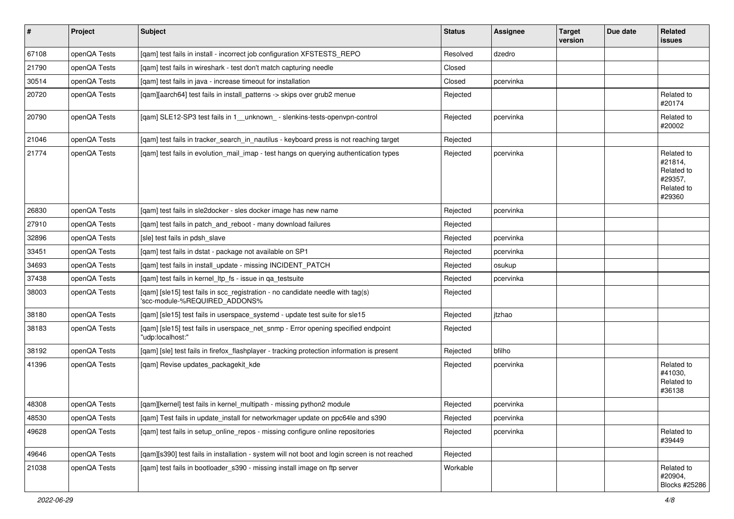| # | Project | Subject | Status | Assignee | Target version | Due date | Related issues |
|---|---|---|---|---|---|---|---|
| 67108 | openQA Tests | [qam] test fails in install - incorrect job configuration XFSTESTS_REPO | Resolved | dzedro | | | |
| 21790 | openQA Tests | [qam] test fails in wireshark - test don't match capturing needle | Closed | | | | |
| 30514 | openQA Tests | [qam] test fails in java - increase timeout for installation | Closed | pcervinka | | | |
| 20720 | openQA Tests | [qam][aarch64] test fails in install_patterns -> skips over grub2 menue | Rejected | | | | Related to #20174 |
| 20790 | openQA Tests | [qam] SLE12-SP3 test fails in 1__unknown_ - slenkins-tests-openvpn-control | Rejected | pcervinka | | | Related to #20002 |
| 21046 | openQA Tests | [qam] test fails in tracker_search_in_nautilus - keyboard press is not reaching target | Rejected | | | | |
| 21774 | openQA Tests | [qam] test fails in evolution_mail_imap - test hangs on querying authentication types | Rejected | pcervinka | | | Related to #21814, Related to #29357, Related to #29360 |
| 26830 | openQA Tests | [qam] test fails in sle2docker - sles docker image has new name | Rejected | pcervinka | | | |
| 27910 | openQA Tests | [qam] test fails in patch_and_reboot - many download failures | Rejected | | | | |
| 32896 | openQA Tests | [sle] test fails in pdsh_slave | Rejected | pcervinka | | | |
| 33451 | openQA Tests | [qam] test fails in dstat - package not available on SP1 | Rejected | pcervinka | | | |
| 34693 | openQA Tests | [qam] test fails in install_update - missing INCIDENT_PATCH | Rejected | osukup | | | |
| 37438 | openQA Tests | [qam] test fails in kernel_ltp_fs - issue in qa_testsuite | Rejected | pcervinka | | | |
| 38003 | openQA Tests | [qam] [sle15] test fails in scc_registration - no candidate needle with tag(s) 'scc-module-%REQUIRED_ADDONS% | Rejected | | | | |
| 38180 | openQA Tests | [qam] [sle15] test fails in userspace_systemd - update test suite for sle15 | Rejected | jtzhao | | | |
| 38183 | openQA Tests | [qam] [sle15] test fails in userspace_net_snmp - Error opening specified endpoint "udp:localhost:" | Rejected | | | | |
| 38192 | openQA Tests | [qam] [sle] test fails in firefox_flashplayer - tracking protection information is present | Rejected | bfilho | | | |
| 41396 | openQA Tests | [qam] Revise updates_packagekit_kde | Rejected | pcervinka | | | Related to #41030, Related to #36138 |
| 48308 | openQA Tests | [qam][kernel] test fails in kernel_multipath - missing python2 module | Rejected | pcervinka | | | |
| 48530 | openQA Tests | [qam] Test fails in update_install for networkmager update on ppc64le and s390 | Rejected | pcervinka | | | |
| 49628 | openQA Tests | [qam] test fails in setup_online_repos - missing configure online repositories | Rejected | pcervinka | | | Related to #39449 |
| 49646 | openQA Tests | [qam][s390] test fails in installation - system will not boot and login screen is not reached | Rejected | | | | |
| 21038 | openQA Tests | [qam] test fails in bootloader_s390 - missing install image on ftp server | Workable | | | | Related to #20904, Blocks #25286 |

2022-06-29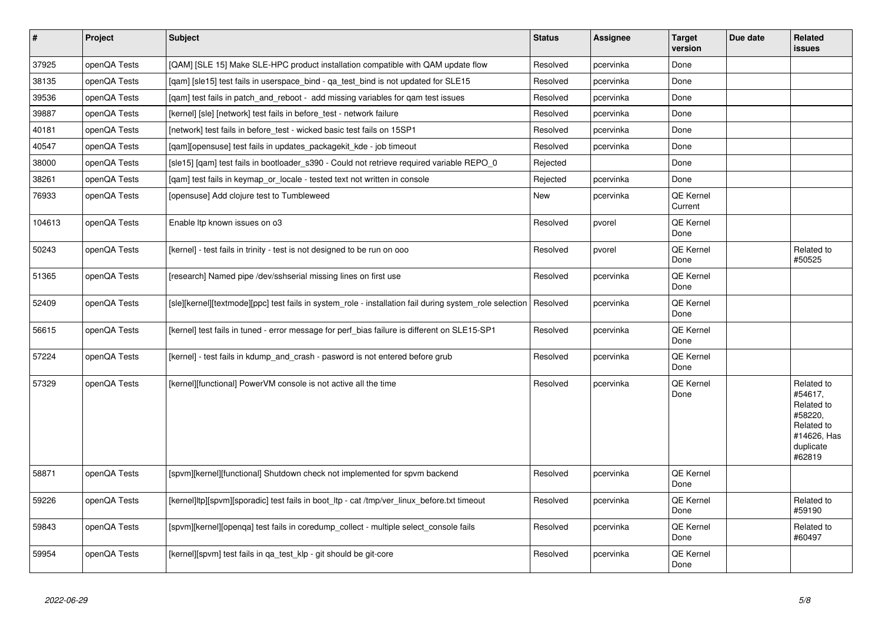| # | Project | Subject | Status | Assignee | Target version | Due date | Related issues |
|---|---|---|---|---|---|---|---|
| 37925 | openQA Tests | [QAM] [SLE 15] Make SLE-HPC product installation compatible with QAM update flow | Resolved | pcervinka | Done | | |
| 38135 | openQA Tests | [qam] [sle15] test fails in userspace_bind - qa_test_bind is not updated for SLE15 | Resolved | pcervinka | Done | | |
| 39536 | openQA Tests | [qam] test fails in patch_and_reboot - add missing variables for qam test issues | Resolved | pcervinka | Done | | |
| 39887 | openQA Tests | [kernel] [sle] [network] test fails in before_test - network failure | Resolved | pcervinka | Done | | |
| 40181 | openQA Tests | [network] test fails in before_test - wicked basic test fails on 15SP1 | Resolved | pcervinka | Done | | |
| 40547 | openQA Tests | [qam][opensuse] test fails in updates_packagekit_kde - job timeout | Resolved | pcervinka | Done | | |
| 38000 | openQA Tests | [sle15] [qam] test fails in bootloader_s390 - Could not retrieve required variable REPO_0 | Rejected | | Done | | |
| 38261 | openQA Tests | [qam] test fails in keymap_or_locale - tested text not written in console | Rejected | pcervinka | Done | | |
| 76933 | openQA Tests | [opensuse] Add clojure test to Tumbleweed | New | pcervinka | QE Kernel Current | | |
| 104613 | openQA Tests | Enable ltp known issues on o3 | Resolved | pvorel | QE Kernel Done | | |
| 50243 | openQA Tests | [kernel] - test fails in trinity - test is not designed to be run on ooo | Resolved | pvorel | QE Kernel Done | | Related to #50525 |
| 51365 | openQA Tests | [research] Named pipe /dev/sshserial missing lines on first use | Resolved | pcervinka | QE Kernel Done | | |
| 52409 | openQA Tests | [sle][kernel][textmode][ppc] test fails in system_role - installation fail during system_role selection | Resolved | pcervinka | QE Kernel Done | | |
| 56615 | openQA Tests | [kernel] test fails in tuned - error message for perf_bias failure is different on SLE15-SP1 | Resolved | pcervinka | QE Kernel Done | | |
| 57224 | openQA Tests | [kernel] - test fails in kdump_and_crash - pasword is not entered before grub | Resolved | pcervinka | QE Kernel Done | | |
| 57329 | openQA Tests | [kernel][functional] PowerVM console is not active all the time | Resolved | pcervinka | QE Kernel Done | | Related to #54617, Related to #58220, Related to #14626, Has duplicate #62819 |
| 58871 | openQA Tests | [spvm][kernel][functional] Shutdown check not implemented for spvm backend | Resolved | pcervinka | QE Kernel Done | | |
| 59226 | openQA Tests | [kernel]ltp][spvm][sporadic] test fails in boot_ltp - cat /tmp/ver_linux_before.txt timeout | Resolved | pcervinka | QE Kernel Done | | Related to #59190 |
| 59843 | openQA Tests | [spvm][kernel][openqa] test fails in coredump_collect - multiple select_console fails | Resolved | pcervinka | QE Kernel Done | | Related to #60497 |
| 59954 | openQA Tests | [kernel][spvm] test fails in qa_test_klp - git should be git-core | Resolved | pcervinka | QE Kernel Done | | |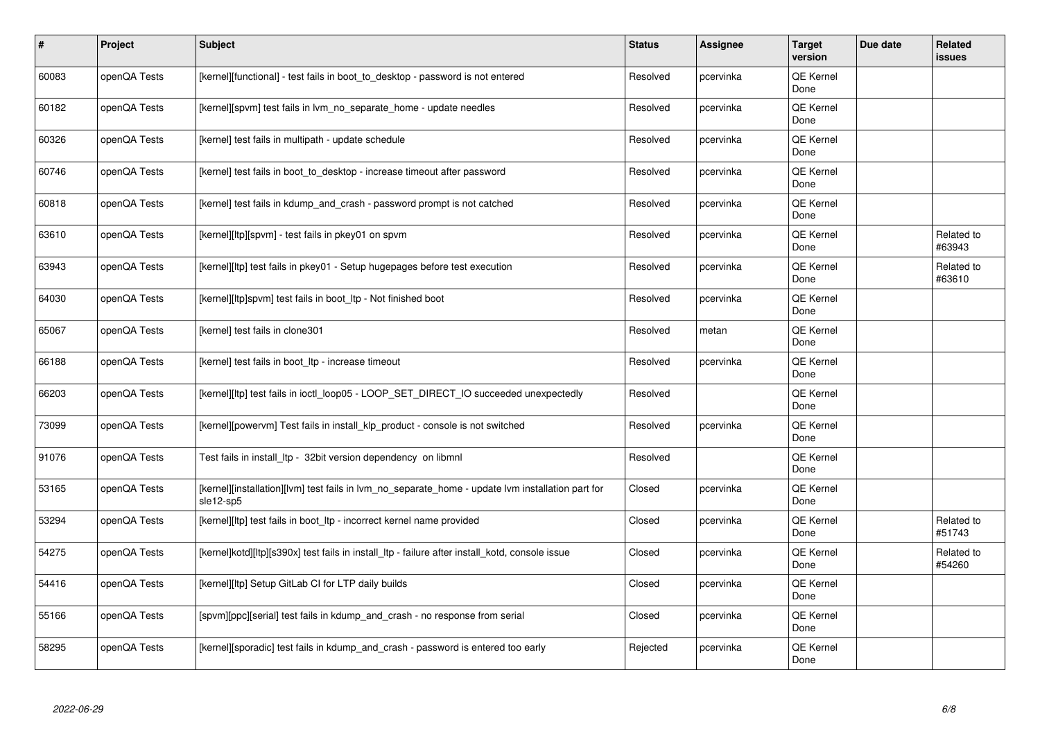| # | Project | Subject | Status | Assignee | Target version | Due date | Related issues |
|---|---|---|---|---|---|---|---|
| 60083 | openQA Tests | [kernel][functional] - test fails in boot_to_desktop - password is not entered | Resolved | pcervinka | QE Kernel Done | | |
| 60182 | openQA Tests | [kernel][spvm] test fails in lvm_no_separate_home - update needles | Resolved | pcervinka | QE Kernel Done | | |
| 60326 | openQA Tests | [kernel] test fails in multipath - update schedule | Resolved | pcervinka | QE Kernel Done | | |
| 60746 | openQA Tests | [kernel] test fails in boot_to_desktop - increase timeout after password | Resolved | pcervinka | QE Kernel Done | | |
| 60818 | openQA Tests | [kernel] test fails in kdump_and_crash - password prompt is not catched | Resolved | pcervinka | QE Kernel Done | | |
| 63610 | openQA Tests | [kernel][ltp][spvm] - test fails in pkey01 on spvm | Resolved | pcervinka | QE Kernel Done | | Related to #63943 |
| 63943 | openQA Tests | [kernel][ltp] test fails in pkey01 - Setup hugepages before test execution | Resolved | pcervinka | QE Kernel Done | | Related to #63610 |
| 64030 | openQA Tests | [kernel][ltp]spvm] test fails in boot_ltp - Not finished boot | Resolved | pcervinka | QE Kernel Done | | |
| 65067 | openQA Tests | [kernel] test fails in clone301 | Resolved | metan | QE Kernel Done | | |
| 66188 | openQA Tests | [kernel] test fails in boot_ltp - increase timeout | Resolved | pcervinka | QE Kernel Done | | |
| 66203 | openQA Tests | [kernel][ltp] test fails in ioctl_loop05 - LOOP_SET_DIRECT_IO succeeded unexpectedly | Resolved | | QE Kernel Done | | |
| 73099 | openQA Tests | [kernel][powervm] Test fails in install_klp_product - console is not switched | Resolved | pcervinka | QE Kernel Done | | |
| 91076 | openQA Tests | Test fails in install_ltp - 32bit version dependency on libmnl | Resolved | | QE Kernel Done | | |
| 53165 | openQA Tests | [kernel][installation][lvm] test fails in lvm_no_separate_home - update lvm installation part for sle12-sp5 | Closed | pcervinka | QE Kernel Done | | |
| 53294 | openQA Tests | [kernel][ltp] test fails in boot_ltp - incorrect kernel name provided | Closed | pcervinka | QE Kernel Done | | Related to #51743 |
| 54275 | openQA Tests | [kernel]kotd][ltp][s390x] test fails in install_ltp - failure after install_kotd, console issue | Closed | pcervinka | QE Kernel Done | | Related to #54260 |
| 54416 | openQA Tests | [kernel][ltp] Setup GitLab CI for LTP daily builds | Closed | pcervinka | QE Kernel Done | | |
| 55166 | openQA Tests | [spvm][ppc][serial] test fails in kdump_and_crash - no response from serial | Closed | pcervinka | QE Kernel Done | | |
| 58295 | openQA Tests | [kernel][sporadic] test fails in kdump_and_crash - password is entered too early | Rejected | pcervinka | QE Kernel Done | | |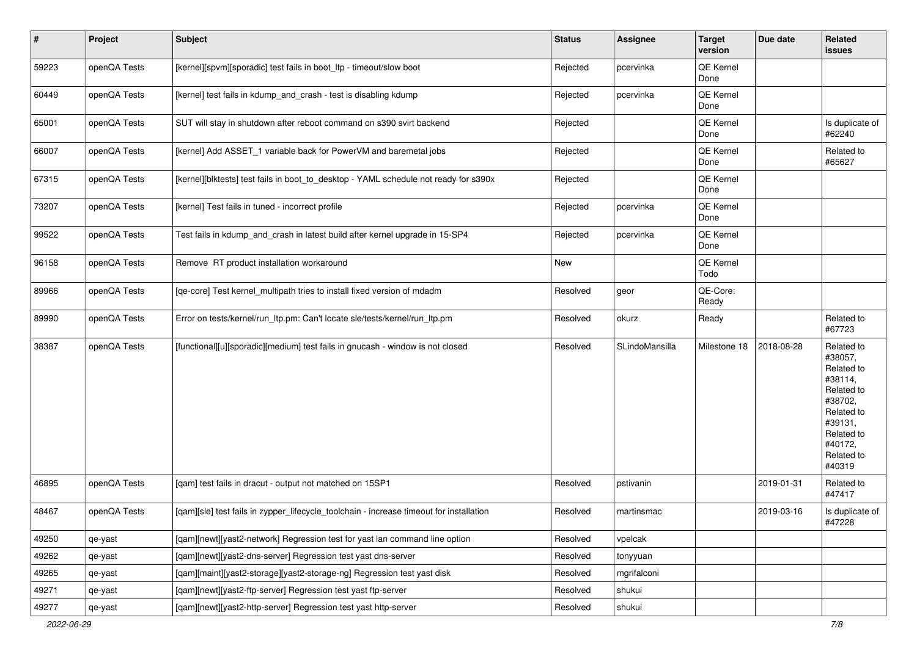| # | Project | Subject | Status | Assignee | Target version | Due date | Related issues |
|---|---|---|---|---|---|---|---|
| 59223 | openQA Tests | [kernel][spvm][sporadic] test fails in boot_ltp - timeout/slow boot | Rejected | pcervinka | QE Kernel Done | | |
| 60449 | openQA Tests | [kernel] test fails in kdump_and_crash - test is disabling kdump | Rejected | pcervinka | QE Kernel Done | | |
| 65001 | openQA Tests | SUT will stay in shutdown after reboot command on s390 svirt backend | Rejected | | QE Kernel Done | | Is duplicate of #62240 |
| 66007 | openQA Tests | [kernel] Add ASSET_1 variable back for PowerVM and baremetal jobs | Rejected | | QE Kernel Done | | Related to #65627 |
| 67315 | openQA Tests | [kernel][blktests] test fails in boot_to_desktop - YAML schedule not ready for s390x | Rejected | | QE Kernel Done | | |
| 73207 | openQA Tests | [kernel] Test fails in tuned - incorrect profile | Rejected | pcervinka | QE Kernel Done | | |
| 99522 | openQA Tests | Test fails in kdump_and_crash in latest build after kernel upgrade in 15-SP4 | Rejected | pcervinka | QE Kernel Done | | |
| 96158 | openQA Tests | Remove RT product installation workaround | New | | QE Kernel Todo | | |
| 89966 | openQA Tests | [qe-core] Test kernel_multipath tries to install fixed version of mdadm | Resolved | geor | QE-Core: Ready | | |
| 89990 | openQA Tests | Error on tests/kernel/run_ltp.pm: Can't locate sle/tests/kernel/run_ltp.pm | Resolved | okurz | Ready | | Related to #67723 |
| 38387 | openQA Tests | [functional][u][sporadic][medium] test fails in gnucash - window is not closed | Resolved | SLindoMansilla | Milestone 18 | 2018-08-28 | Related to #38057, Related to #38114, Related to #38702, Related to #39131, Related to #40172, Related to #40319 |
| 46895 | openQA Tests | [qam] test fails in dracut - output not matched on 15SP1 | Resolved | pstivanin | | 2019-01-31 | Related to #47417 |
| 48467 | openQA Tests | [qam][sle] test fails in zypper_lifecycle_toolchain - increase timeout for installation | Resolved | martinsmac | | 2019-03-16 | Is duplicate of #47228 |
| 49250 | qe-yast | [qam][newt][yast2-network] Regression test for yast lan command line option | Resolved | vpelcak | | | |
| 49262 | qe-yast | [qam][newt][yast2-dns-server] Regression test yast dns-server | Resolved | tonyyuan | | | |
| 49265 | qe-yast | [qam][maint][yast2-storage][yast2-storage-ng] Regression test yast disk | Resolved | mgrifalconi | | | |
| 49271 | qe-yast | [qam][newt][yast2-ftp-server] Regression test yast ftp-server | Resolved | shukui | | | |
| 49277 | qe-yast | [qam][newt][yast2-http-server] Regression test yast http-server | Resolved | shukui | | | |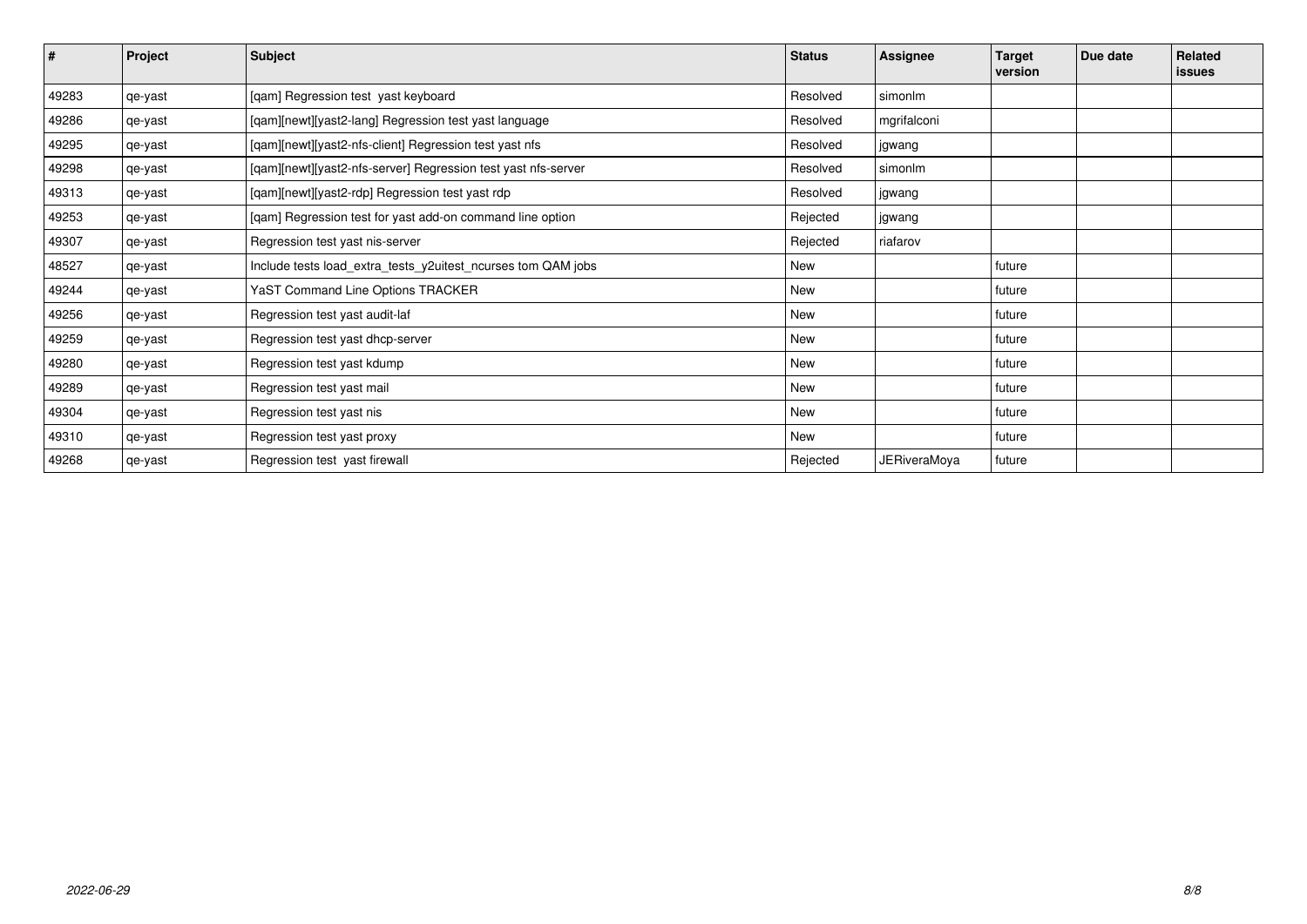| # | Project | Subject | Status | Assignee | Target version | Due date | Related issues |
|---|---|---|---|---|---|---|---|
| 49283 | qe-yast | [qam] Regression test  yast keyboard | Resolved | simonlm | | | |
| 49286 | qe-yast | [qam][newt][yast2-lang] Regression test yast language | Resolved | mgrifalconi | | | |
| 49295 | qe-yast | [qam][newt][yast2-nfs-client] Regression test yast nfs | Resolved | jgwang | | | |
| 49298 | qe-yast | [qam][newt][yast2-nfs-server] Regression test yast nfs-server | Resolved | simonlm | | | |
| 49313 | qe-yast | [qam][newt][yast2-rdp] Regression test yast rdp | Resolved | jgwang | | | |
| 49253 | qe-yast | [qam] Regression test for yast add-on command line option | Rejected | jgwang | | | |
| 49307 | qe-yast | Regression test yast nis-server | Rejected | riafarov | | | |
| 48527 | qe-yast | Include tests load_extra_tests_y2uitest_ncurses tom QAM jobs | New | | future | | |
| 49244 | qe-yast | YaST Command Line Options TRACKER | New | | future | | |
| 49256 | qe-yast | Regression test yast audit-laf | New | | future | | |
| 49259 | qe-yast | Regression test yast dhcp-server | New | | future | | |
| 49280 | qe-yast | Regression test yast kdump | New | | future | | |
| 49289 | qe-yast | Regression test yast mail | New | | future | | |
| 49304 | qe-yast | Regression test yast nis | New | | future | | |
| 49310 | qe-yast | Regression test yast proxy | New | | future | | |
| 49268 | qe-yast | Regression test  yast firewall | Rejected | JERiveraMoya | future | | |

*2022-06-29*